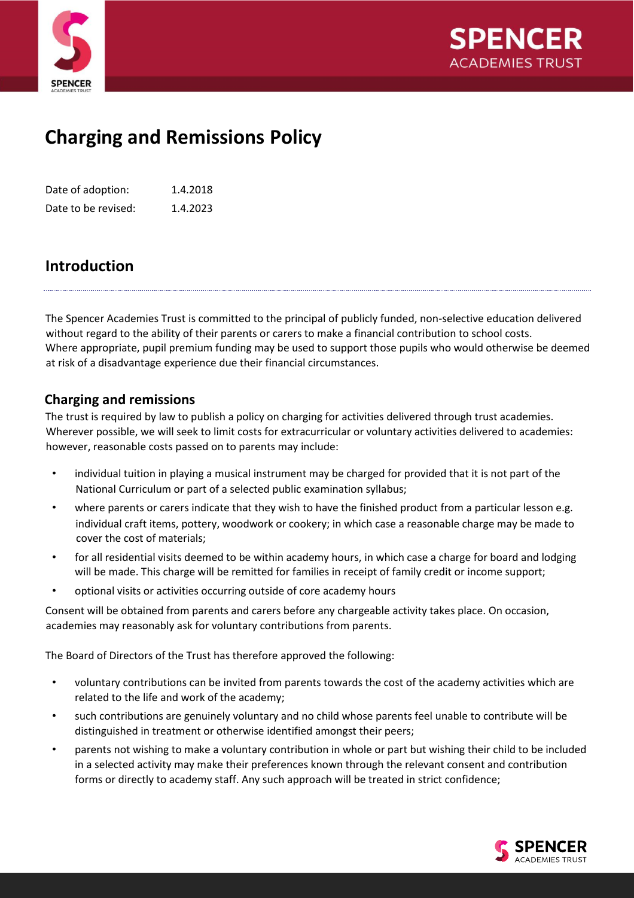# Charging and Remissions Policy

Date of adoption: 1.4.2018
Date to be revised: 1.4.2023

## Introduction

The Spencer Academies Trust is committed to the principal of publicly funded, non-selective education delivered without regard to the ability of their parents or carers to make a financial contribution to school costs. Where appropriate, pupil premium funding may be used to support those pupils who would otherwise be deemed at risk of a disadvantage experience due their financial circumstances.

### Charging and remissions

The trust is required by law to publish a policy on charging for activities delivered through trust academies. Wherever possible, we will seek to limit costs for extracurricular or voluntary activities delivered to academies: however, reasonable costs passed on to parents may include:

- individual tuition in playing a musical instrument may be charged for provided that it is not part of the National Curriculum or part of a selected public examination syllabus;
- where parents or carers indicate that they wish to have the finished product from a particular lesson e.g. individual craft items, pottery, woodwork or cookery; in which case a reasonable charge may be made to cover the cost of materials;
- for all residential visits deemed to be within academy hours, in which case a charge for board and lodging will be made. This charge will be remitted for families in receipt of family credit or income support;
- optional visits or activities occurring outside of core academy hours

Consent will be obtained from parents and carers before any chargeable activity takes place. On occasion, academies may reasonably ask for voluntary contributions from parents.

The Board of Directors of the Trust has therefore approved the following:

- voluntary contributions can be invited from parents towards the cost of the academy activities which are related to the life and work of the academy;
- such contributions are genuinely voluntary and no child whose parents feel unable to contribute will be distinguished in treatment or otherwise identified amongst their peers;
- parents not wishing to make a voluntary contribution in whole or part but wishing their child to be included in a selected activity may make their preferences known through the relevant consent and contribution forms or directly to academy staff. Any such approach will be treated in strict confidence;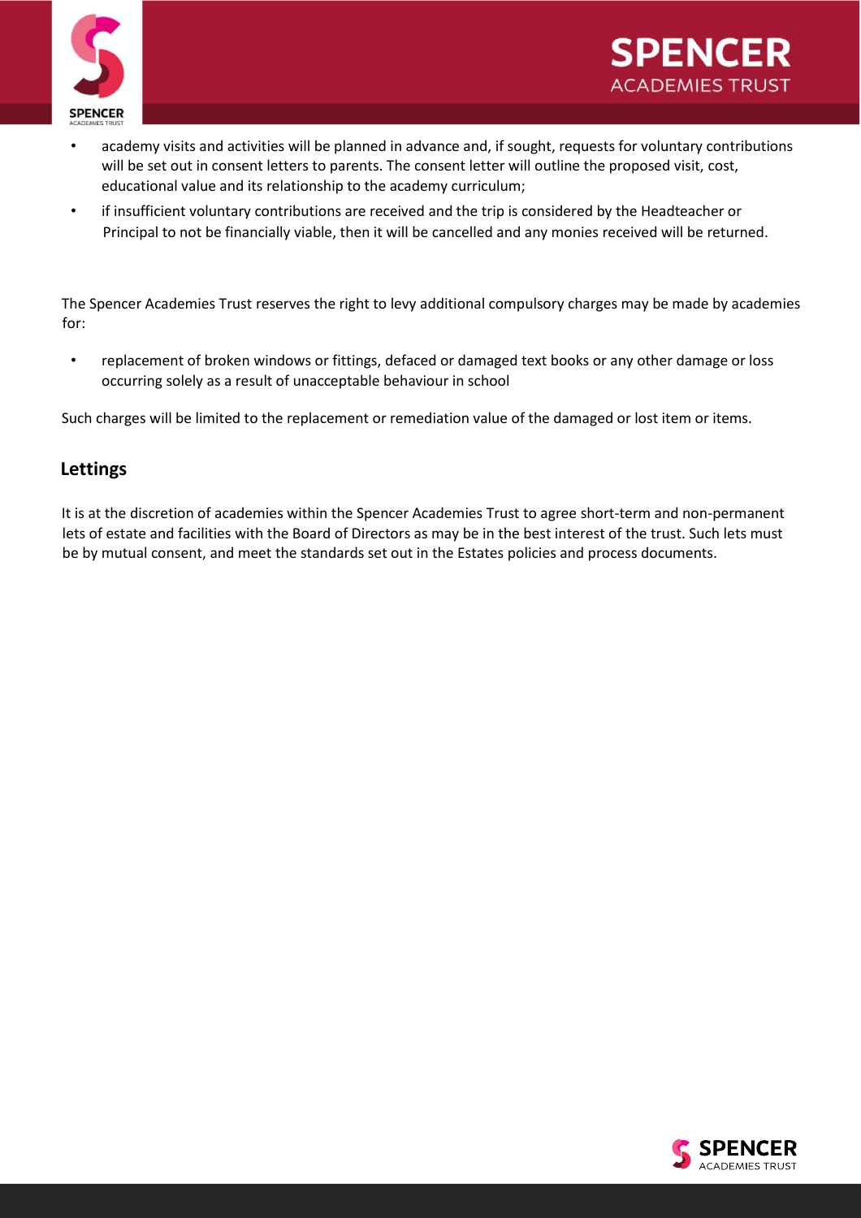- academy visits and activities will be planned in advance and, if sought, requests for voluntary contributions will be set out in consent letters to parents. The consent letter will outline the proposed visit, cost, educational value and its relationship to the academy curriculum;
- if insufficient voluntary contributions are received and the trip is considered by the Headteacher or Principal to not be financially viable, then it will be cancelled and any monies received will be returned.

The Spencer Academies Trust reserves the right to levy additional compulsory charges may be made by academies for:

- replacement of broken windows or fittings, defaced or damaged text books or any other damage or loss occurring solely as a result of unacceptable behaviour in school

Such charges will be limited to the replacement or remediation value of the damaged or lost item or items.

## Lettings

It is at the discretion of academies within the Spencer Academies Trust to agree short-term and non-permanent lets of estate and facilities with the Board of Directors as may be in the best interest of the trust. Such lets must be by mutual consent, and meet the standards set out in the Estates policies and process documents.